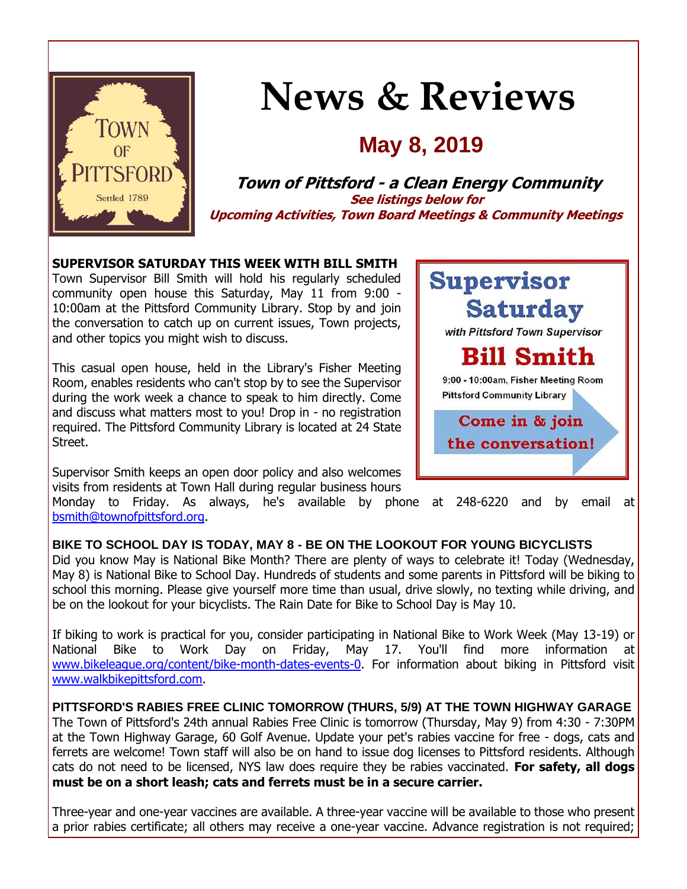# News & Reviews

## May 8, 2019

***Town of Pittsford - a Clean Energy Community***

***See listings below for***
***Upcoming Activities, Town Board Meetings & Community Meetings***

### SUPERVISOR SATURDAY THIS WEEK WITH BILL SMITH

Town Supervisor Bill Smith will hold his regularly scheduled community open house this Saturday, May 11 from 9:00 - 10:00am at the Pittsford Community Library. Stop by and join the conversation to catch up on current issues, Town projects, and other topics you might wish to discuss.

This casual open house, held in the Library's Fisher Meeting Room, enables residents who can't stop by to see the Supervisor during the work week a chance to speak to him directly. Come and discuss what matters most to you! Drop in - no registration required. The Pittsford Community Library is located at 24 State Street.

Supervisor Smith keeps an open door policy and also welcomes visits from residents at Town Hall during regular business hours Monday to Friday. As always, he's available by phone at 248-6220 and by email at bsmith@townofpittsford.org.

Supervisor Saturday
with Pittsford Town Supervisor
Bill Smith
9:00 - 10:00am, Fisher Meeting Room
Pittsford Community Library
Come in & join the conversation!

### BIKE TO SCHOOL DAY IS TODAY, MAY 8 - BE ON THE LOOKOUT FOR YOUNG BICYCLISTS

Did you know May is National Bike Month? There are plenty of ways to celebrate it! Today (Wednesday, May 8) is National Bike to School Day. Hundreds of students and some parents in Pittsford will be biking to school this morning. Please give yourself more time than usual, drive slowly, no texting while driving, and be on the lookout for your bicyclists. The Rain Date for Bike to School Day is May 10.

If biking to work is practical for you, consider participating in National Bike to Work Week (May 13-19) or National Bike to Work Day on Friday, May 17. You'll find more information at www.bikeleague.org/content/bike-month-dates-events-0. For information about biking in Pittsford visit www.walkbikepittsford.com.

### PITTSFORD'S RABIES FREE CLINIC TOMORROW (THURS, 5/9) AT THE TOWN HIGHWAY GARAGE

The Town of Pittsford's 24th annual Rabies Free Clinic is tomorrow (Thursday, May 9) from 4:30 - 7:30PM at the Town Highway Garage, 60 Golf Avenue. Update your pet's rabies vaccine for free - dogs, cats and ferrets are welcome! Town staff will also be on hand to issue dog licenses to Pittsford residents. Although cats do not need to be licensed, NYS law does require they be rabies vaccinated. **For safety, all dogs must be on a short leash; cats and ferrets must be in a secure carrier.**

Three-year and one-year vaccines are available. A three-year vaccine will be available to those who present a prior rabies certificate; all others may receive a one-year vaccine. Advance registration is not required;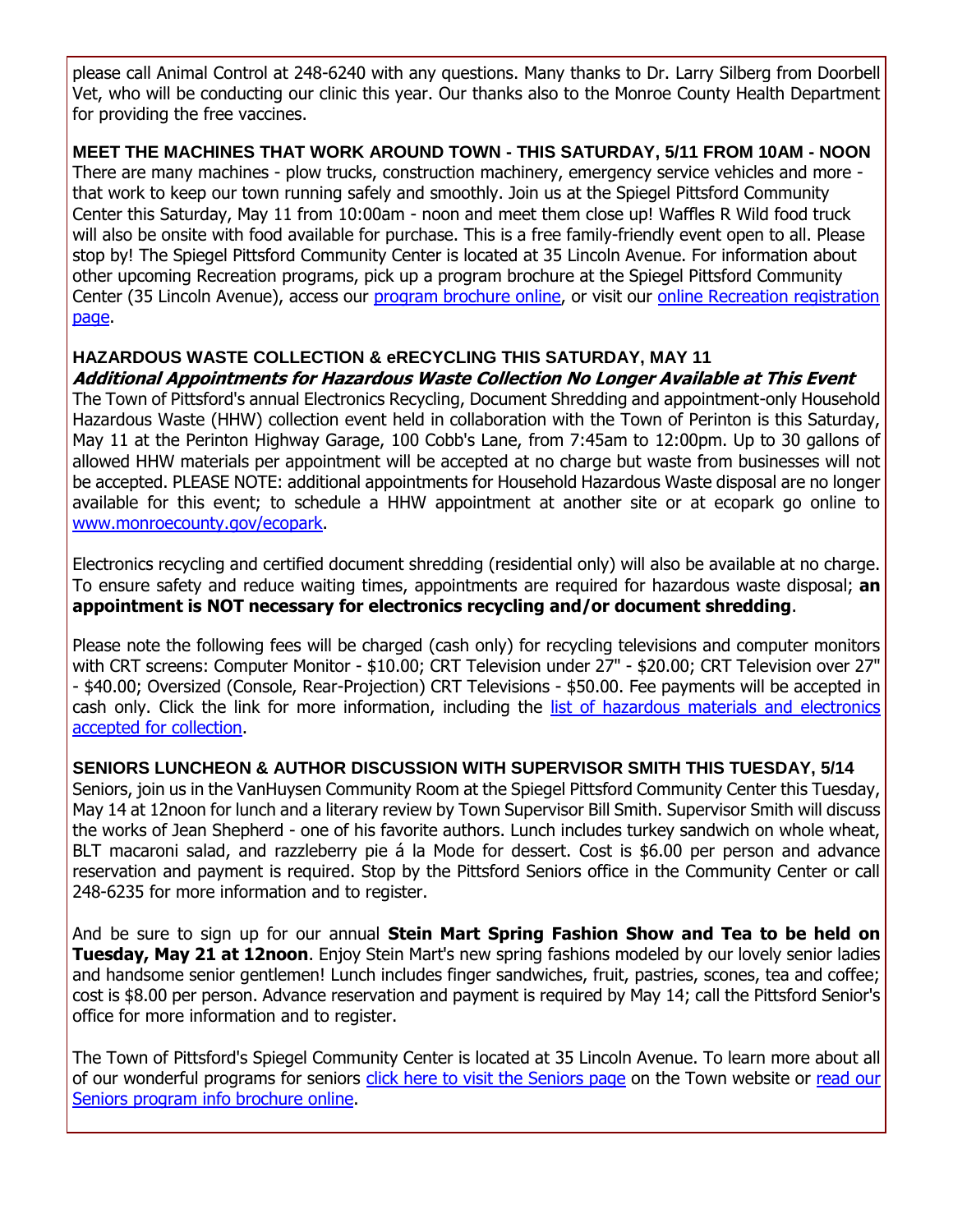please call Animal Control at 248-6240 with any questions. Many thanks to Dr. Larry Silberg from Doorbell Vet, who will be conducting our clinic this year. Our thanks also to the Monroe County Health Department for providing the free vaccines.

**MEET THE MACHINES THAT WORK AROUND TOWN - THIS SATURDAY, 5/11 FROM 10AM - NOON**

There are many machines - plow trucks, construction machinery, emergency service vehicles and more - that work to keep our town running safely and smoothly. Join us at the Spiegel Pittsford Community Center this Saturday, May 11 from 10:00am - noon and meet them close up! Waffles R Wild food truck will also be onsite with food available for purchase. This is a free family-friendly event open to all. Please stop by! The Spiegel Pittsford Community Center is located at 35 Lincoln Avenue. For information about other upcoming Recreation programs, pick up a program brochure at the Spiegel Pittsford Community Center (35 Lincoln Avenue), access our program brochure online, or visit our online Recreation registration page.

**HAZARDOUS WASTE COLLECTION & eRECYCLING THIS SATURDAY, MAY 11**

***Additional Appointments for Hazardous Waste Collection No Longer Available at This Event***

The Town of Pittsford's annual Electronics Recycling, Document Shredding and appointment-only Household Hazardous Waste (HHW) collection event held in collaboration with the Town of Perinton is this Saturday, May 11 at the Perinton Highway Garage, 100 Cobb's Lane, from 7:45am to 12:00pm. Up to 30 gallons of allowed HHW materials per appointment will be accepted at no charge but waste from businesses will not be accepted. PLEASE NOTE: additional appointments for Household Hazardous Waste disposal are no longer available for this event; to schedule a HHW appointment at another site or at ecopark go online to www.monroecounty.gov/ecopark.

Electronics recycling and certified document shredding (residential only) will also be available at no charge. To ensure safety and reduce waiting times, appointments are required for hazardous waste disposal; **an appointment is NOT necessary for electronics recycling and/or document shredding**.

Please note the following fees will be charged (cash only) for recycling televisions and computer monitors with CRT screens: Computer Monitor - $10.00; CRT Television under 27" - $20.00; CRT Television over 27" - $40.00; Oversized (Console, Rear-Projection) CRT Televisions - $50.00. Fee payments will be accepted in cash only. Click the link for more information, including the list of hazardous materials and electronics accepted for collection.

**SENIORS LUNCHEON & AUTHOR DISCUSSION WITH SUPERVISOR SMITH THIS TUESDAY, 5/14**

Seniors, join us in the VanHuysen Community Room at the Spiegel Pittsford Community Center this Tuesday, May 14 at 12noon for lunch and a literary review by Town Supervisor Bill Smith. Supervisor Smith will discuss the works of Jean Shepherd - one of his favorite authors. Lunch includes turkey sandwich on whole wheat, BLT macaroni salad, and razzleberry pie á la Mode for dessert. Cost is $6.00 per person and advance reservation and payment is required. Stop by the Pittsford Seniors office in the Community Center or call 248-6235 for more information and to register.

And be sure to sign up for our annual **Stein Mart Spring Fashion Show and Tea to be held on Tuesday, May 21 at 12noon**. Enjoy Stein Mart's new spring fashions modeled by our lovely senior ladies and handsome senior gentlemen! Lunch includes finger sandwiches, fruit, pastries, scones, tea and coffee; cost is $8.00 per person. Advance reservation and payment is required by May 14; call the Pittsford Senior's office for more information and to register.

The Town of Pittsford's Spiegel Community Center is located at 35 Lincoln Avenue. To learn more about all of our wonderful programs for seniors click here to visit the Seniors page on the Town website or read our Seniors program info brochure online.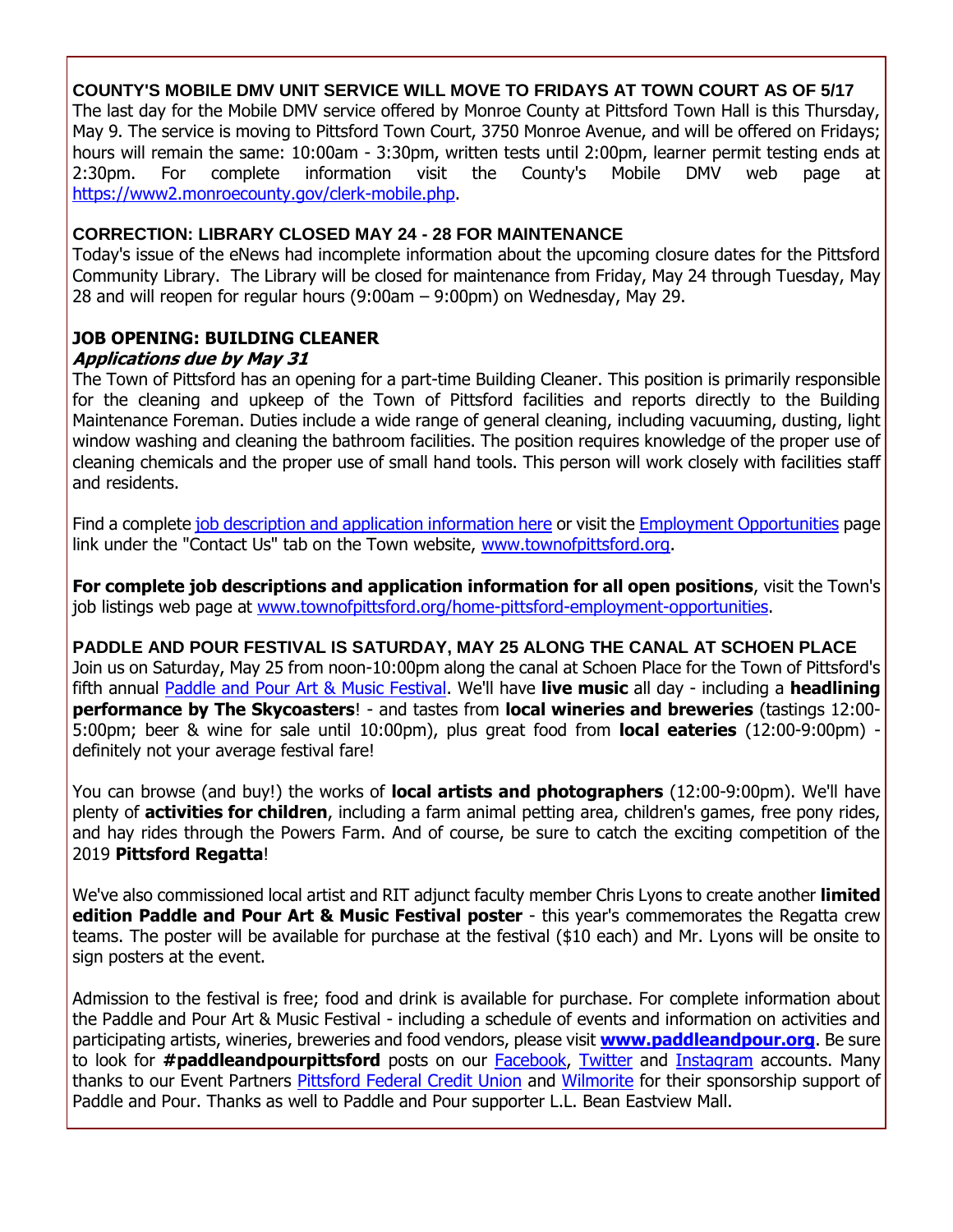### COUNTY'S MOBILE DMV UNIT SERVICE WILL MOVE TO FRIDAYS AT TOWN COURT AS OF 5/17

The last day for the Mobile DMV service offered by Monroe County at Pittsford Town Hall is this Thursday, May 9. The service is moving to Pittsford Town Court, 3750 Monroe Avenue, and will be offered on Fridays; hours will remain the same: 10:00am - 3:30pm, written tests until 2:00pm, learner permit testing ends at 2:30pm. For complete information visit the County's Mobile DMV web page at https://www2.monroecounty.gov/clerk-mobile.php.

### CORRECTION: LIBRARY CLOSED MAY 24 - 28 FOR MAINTENANCE

Today's issue of the eNews had incomplete information about the upcoming closure dates for the Pittsford Community Library. The Library will be closed for maintenance from Friday, May 24 through Tuesday, May 28 and will reopen for regular hours (9:00am – 9:00pm) on Wednesday, May 29.

### JOB OPENING: BUILDING CLEANER

***Applications due by May 31***

The Town of Pittsford has an opening for a part-time Building Cleaner. This position is primarily responsible for the cleaning and upkeep of the Town of Pittsford facilities and reports directly to the Building Maintenance Foreman. Duties include a wide range of general cleaning, including vacuuming, dusting, light window washing and cleaning the bathroom facilities. The position requires knowledge of the proper use of cleaning chemicals and the proper use of small hand tools. This person will work closely with facilities staff and residents.

Find a complete job description and application information here or visit the Employment Opportunities page link under the "Contact Us" tab on the Town website, www.townofpittsford.org.

**For complete job descriptions and application information for all open positions**, visit the Town's job listings web page at www.townofpittsford.org/home-pittsford-employment-opportunities.

### PADDLE AND POUR FESTIVAL IS SATURDAY, MAY 25 ALONG THE CANAL AT SCHOEN PLACE

Join us on Saturday, May 25 from noon-10:00pm along the canal at Schoen Place for the Town of Pittsford's fifth annual Paddle and Pour Art & Music Festival. We'll have **live music** all day - including a **headlining performance by The Skycoasters**! - and tastes from **local wineries and breweries** (tastings 12:00-5:00pm; beer & wine for sale until 10:00pm), plus great food from **local eateries** (12:00-9:00pm) - definitely not your average festival fare!

You can browse (and buy!) the works of **local artists and photographers** (12:00-9:00pm). We'll have plenty of **activities for children**, including a farm animal petting area, children's games, free pony rides, and hay rides through the Powers Farm. And of course, be sure to catch the exciting competition of the 2019 **Pittsford Regatta**!

We've also commissioned local artist and RIT adjunct faculty member Chris Lyons to create another **limited edition Paddle and Pour Art & Music Festival poster** - this year's commemorates the Regatta crew teams. The poster will be available for purchase at the festival ($10 each) and Mr. Lyons will be onsite to sign posters at the event.

Admission to the festival is free; food and drink is available for purchase. For complete information about the Paddle and Pour Art & Music Festival - including a schedule of events and information on activities and participating artists, wineries, breweries and food vendors, please visit **www.paddleandpour.org**. Be sure to look for **#paddleandpourpittsford** posts on our Facebook, Twitter and Instagram accounts. Many thanks to our Event Partners Pittsford Federal Credit Union and Wilmorite for their sponsorship support of Paddle and Pour. Thanks as well to Paddle and Pour supporter L.L. Bean Eastview Mall.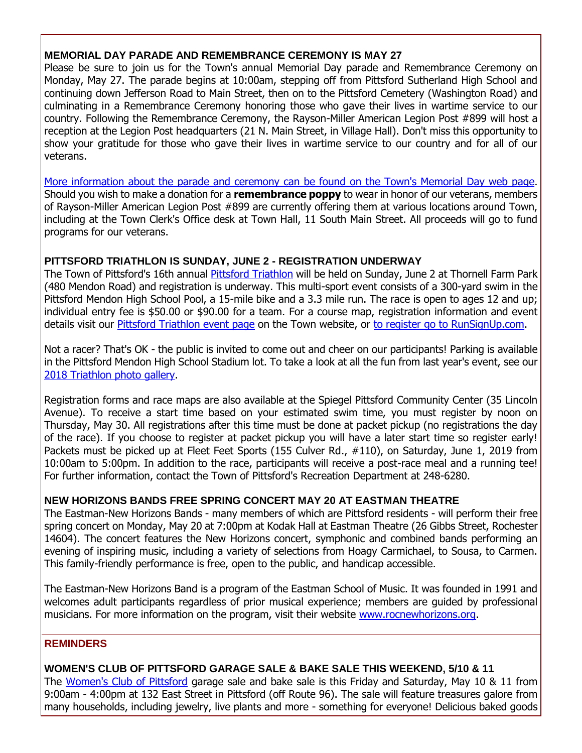### MEMORIAL DAY PARADE AND REMEMBRANCE CEREMONY IS MAY 27

Please be sure to join us for the Town's annual Memorial Day parade and Remembrance Ceremony on Monday, May 27. The parade begins at 10:00am, stepping off from Pittsford Sutherland High School and continuing down Jefferson Road to Main Street, then on to the Pittsford Cemetery (Washington Road) and culminating in a Remembrance Ceremony honoring those who gave their lives in wartime service to our country. Following the Remembrance Ceremony, the Rayson-Miller American Legion Post #899 will host a reception at the Legion Post headquarters (21 N. Main Street, in Village Hall). Don't miss this opportunity to show your gratitude for those who gave their lives in wartime service to our country and for all of our veterans.

More information about the parade and ceremony can be found on the Town's Memorial Day web page. Should you wish to make a donation for a **remembrance poppy** to wear in honor of our veterans, members of Rayson-Miller American Legion Post #899 are currently offering them at various locations around Town, including at the Town Clerk's Office desk at Town Hall, 11 South Main Street. All proceeds will go to fund programs for our veterans.

### PITTSFORD TRIATHLON IS SUNDAY, JUNE 2 - REGISTRATION UNDERWAY

The Town of Pittsford's 16th annual Pittsford Triathlon will be held on Sunday, June 2 at Thornell Farm Park (480 Mendon Road) and registration is underway. This multi-sport event consists of a 300-yard swim in the Pittsford Mendon High School Pool, a 15-mile bike and a 3.3 mile run. The race is open to ages 12 and up; individual entry fee is $50.00 or $90.00 for a team. For a course map, registration information and event details visit our Pittsford Triathlon event page on the Town website, or to register go to RunSignUp.com.

Not a racer? That's OK - the public is invited to come out and cheer on our participants! Parking is available in the Pittsford Mendon High School Stadium lot. To take a look at all the fun from last year's event, see our 2018 Triathlon photo gallery.

Registration forms and race maps are also available at the Spiegel Pittsford Community Center (35 Lincoln Avenue). To receive a start time based on your estimated swim time, you must register by noon on Thursday, May 30. All registrations after this time must be done at packet pickup (no registrations the day of the race). If you choose to register at packet pickup you will have a later start time so register early! Packets must be picked up at Fleet Feet Sports (155 Culver Rd., #110), on Saturday, June 1, 2019 from 10:00am to 5:00pm. In addition to the race, participants will receive a post-race meal and a running tee! For further information, contact the Town of Pittsford's Recreation Department at 248-6280.

### NEW HORIZONS BANDS FREE SPRING CONCERT MAY 20 AT EASTMAN THEATRE

The Eastman-New Horizons Bands - many members of which are Pittsford residents - will perform their free spring concert on Monday, May 20 at 7:00pm at Kodak Hall at Eastman Theatre (26 Gibbs Street, Rochester 14604). The concert features the New Horizons concert, symphonic and combined bands performing an evening of inspiring music, including a variety of selections from Hoagy Carmichael, to Sousa, to Carmen. This family-friendly performance is free, open to the public, and handicap accessible.

The Eastman-New Horizons Band is a program of the Eastman School of Music. It was founded in 1991 and welcomes adult participants regardless of prior musical experience; members are guided by professional musicians. For more information on the program, visit their website www.rocnewhorizons.org.

## REMINDERS

### WOMEN'S CLUB OF PITTSFORD GARAGE SALE & BAKE SALE THIS WEEKEND, 5/10 & 11

The Women's Club of Pittsford garage sale and bake sale is this Friday and Saturday, May 10 & 11 from 9:00am - 4:00pm at 132 East Street in Pittsford (off Route 96). The sale will feature treasures galore from many households, including jewelry, live plants and more - something for everyone! Delicious baked goods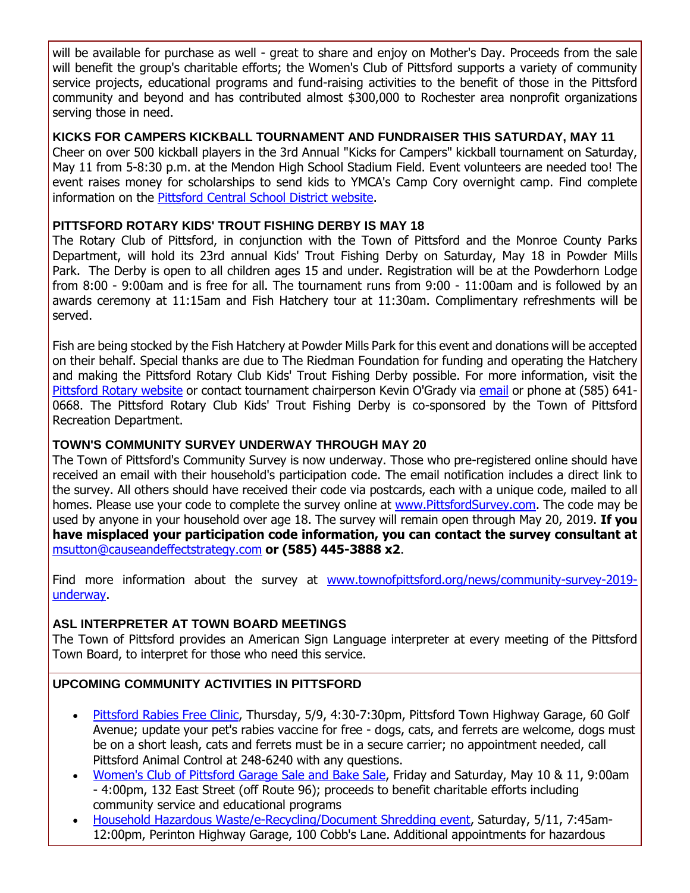will be available for purchase as well - great to share and enjoy on Mother's Day. Proceeds from the sale will benefit the group's charitable efforts; the Women's Club of Pittsford supports a variety of community service projects, educational programs and fund-raising activities to the benefit of those in the Pittsford community and beyond and has contributed almost $300,000 to Rochester area nonprofit organizations serving those in need.

### KICKS FOR CAMPERS KICKBALL TOURNAMENT AND FUNDRAISER THIS SATURDAY, MAY 11

Cheer on over 500 kickball players in the 3rd Annual "Kicks for Campers" kickball tournament on Saturday, May 11 from 5-8:30 p.m. at the Mendon High School Stadium Field. Event volunteers are needed too! The event raises money for scholarships to send kids to YMCA's Camp Cory overnight camp. Find complete information on the Pittsford Central School District website.

### PITTSFORD ROTARY KIDS' TROUT FISHING DERBY IS MAY 18

The Rotary Club of Pittsford, in conjunction with the Town of Pittsford and the Monroe County Parks Department, will hold its 23rd annual Kids' Trout Fishing Derby on Saturday, May 18 in Powder Mills Park. The Derby is open to all children ages 15 and under. Registration will be at the Powderhorn Lodge from 8:00 - 9:00am and is free for all. The tournament runs from 9:00 - 11:00am and is followed by an awards ceremony at 11:15am and Fish Hatchery tour at 11:30am. Complimentary refreshments will be served.

Fish are being stocked by the Fish Hatchery at Powder Mills Park for this event and donations will be accepted on their behalf. Special thanks are due to The Riedman Foundation for funding and operating the Hatchery and making the Pittsford Rotary Club Kids' Trout Fishing Derby possible. For more information, visit the Pittsford Rotary website or contact tournament chairperson Kevin O'Grady via email or phone at (585) 641-0668. The Pittsford Rotary Club Kids' Trout Fishing Derby is co-sponsored by the Town of Pittsford Recreation Department.

### TOWN'S COMMUNITY SURVEY UNDERWAY THROUGH MAY 20

The Town of Pittsford's Community Survey is now underway. Those who pre-registered online should have received an email with their household's participation code. The email notification includes a direct link to the survey. All others should have received their code via postcards, each with a unique code, mailed to all homes. Please use your code to complete the survey online at www.PittsfordSurvey.com. The code may be used by anyone in your household over age 18. The survey will remain open through May 20, 2019. **If you have misplaced your participation code information, you can contact the survey consultant at** msutton@causeandeffectstrategy.com **or (585) 445-3888 x2**.

Find more information about the survey at www.townofpittsford.org/news/community-survey-2019-underway.

### ASL INTERPRETER AT TOWN BOARD MEETINGS

The Town of Pittsford provides an American Sign Language interpreter at every meeting of the Pittsford Town Board, to interpret for those who need this service.

### UPCOMING COMMUNITY ACTIVITIES IN PITTSFORD

- Pittsford Rabies Free Clinic, Thursday, 5/9, 4:30-7:30pm, Pittsford Town Highway Garage, 60 Golf Avenue; update your pet's rabies vaccine for free - dogs, cats, and ferrets are welcome, dogs must be on a short leash, cats and ferrets must be in a secure carrier; no appointment needed, call Pittsford Animal Control at 248-6240 with any questions.
- Women's Club of Pittsford Garage Sale and Bake Sale, Friday and Saturday, May 10 & 11, 9:00am - 4:00pm, 132 East Street (off Route 96); proceeds to benefit charitable efforts including community service and educational programs
- Household Hazardous Waste/e-Recycling/Document Shredding event, Saturday, 5/11, 7:45am-12:00pm, Perinton Highway Garage, 100 Cobb's Lane. Additional appointments for hazardous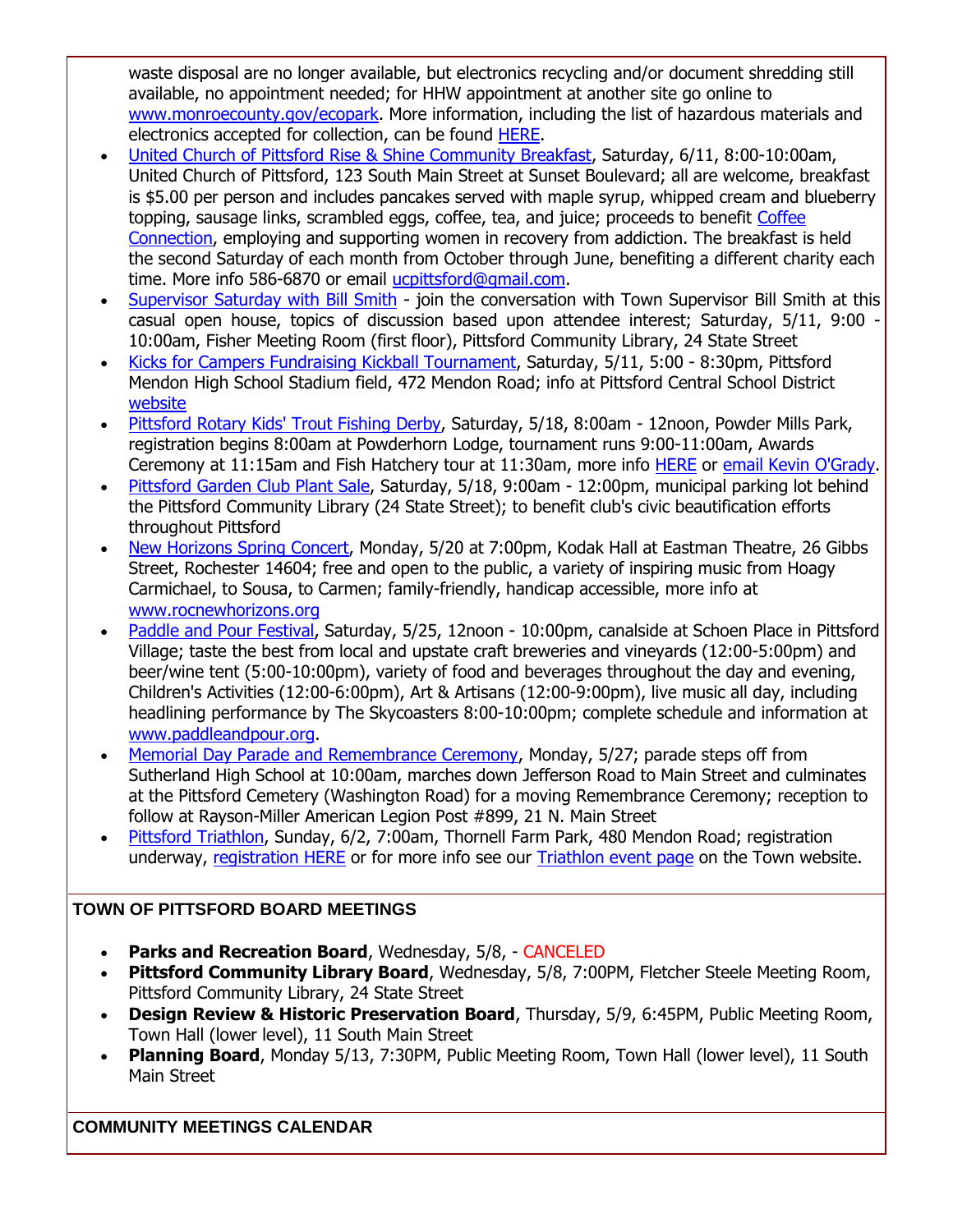waste disposal are no longer available, but electronics recycling and/or document shredding still available, no appointment needed; for HHW appointment at another site go online to www.monroecounty.gov/ecopark. More information, including the list of hazardous materials and electronics accepted for collection, can be found HERE.

- United Church of Pittsford Rise & Shine Community Breakfast, Saturday, 6/11, 8:00-10:00am, United Church of Pittsford, 123 South Main Street at Sunset Boulevard; all are welcome, breakfast is $5.00 per person and includes pancakes served with maple syrup, whipped cream and blueberry topping, sausage links, scrambled eggs, coffee, tea, and juice; proceeds to benefit Coffee Connection, employing and supporting women in recovery from addiction. The breakfast is held the second Saturday of each month from October through June, benefiting a different charity each time. More info 586-6870 or email ucpittsford@gmail.com.
- Supervisor Saturday with Bill Smith - join the conversation with Town Supervisor Bill Smith at this casual open house, topics of discussion based upon attendee interest; Saturday, 5/11, 9:00 - 10:00am, Fisher Meeting Room (first floor), Pittsford Community Library, 24 State Street
- Kicks for Campers Fundraising Kickball Tournament, Saturday, 5/11, 5:00 - 8:30pm, Pittsford Mendon High School Stadium field, 472 Mendon Road; info at Pittsford Central School District website
- Pittsford Rotary Kids' Trout Fishing Derby, Saturday, 5/18, 8:00am - 12noon, Powder Mills Park, registration begins 8:00am at Powderhorn Lodge, tournament runs 9:00-11:00am, Awards Ceremony at 11:15am and Fish Hatchery tour at 11:30am, more info HERE or email Kevin O'Grady.
- Pittsford Garden Club Plant Sale, Saturday, 5/18, 9:00am - 12:00pm, municipal parking lot behind the Pittsford Community Library (24 State Street); to benefit club's civic beautification efforts throughout Pittsford
- New Horizons Spring Concert, Monday, 5/20 at 7:00pm, Kodak Hall at Eastman Theatre, 26 Gibbs Street, Rochester 14604; free and open to the public, a variety of inspiring music from Hoagy Carmichael, to Sousa, to Carmen; family-friendly, handicap accessible, more info at www.rocnewhorizons.org
- Paddle and Pour Festival, Saturday, 5/25, 12noon - 10:00pm, canalside at Schoen Place in Pittsford Village; taste the best from local and upstate craft breweries and vineyards (12:00-5:00pm) and beer/wine tent (5:00-10:00pm), variety of food and beverages throughout the day and evening, Children's Activities (12:00-6:00pm), Art & Artisans (12:00-9:00pm), live music all day, including headlining performance by The Skycoasters 8:00-10:00pm; complete schedule and information at www.paddleandpour.org.
- Memorial Day Parade and Remembrance Ceremony, Monday, 5/27; parade steps off from Sutherland High School at 10:00am, marches down Jefferson Road to Main Street and culminates at the Pittsford Cemetery (Washington Road) for a moving Remembrance Ceremony; reception to follow at Rayson-Miller American Legion Post #899, 21 N. Main Street
- Pittsford Triathlon, Sunday, 6/2, 7:00am, Thornell Farm Park, 480 Mendon Road; registration underway, registration HERE or for more info see our Triathlon event page on the Town website.

## TOWN OF PITTSFORD BOARD MEETINGS

- **Parks and Recreation Board**, Wednesday, 5/8, - CANCELED
- **Pittsford Community Library Board**, Wednesday, 5/8, 7:00PM, Fletcher Steele Meeting Room, Pittsford Community Library, 24 State Street
- **Design Review & Historic Preservation Board**, Thursday, 5/9, 6:45PM, Public Meeting Room, Town Hall (lower level), 11 South Main Street
- **Planning Board**, Monday 5/13, 7:30PM, Public Meeting Room, Town Hall (lower level), 11 South Main Street

## COMMUNITY MEETINGS CALENDAR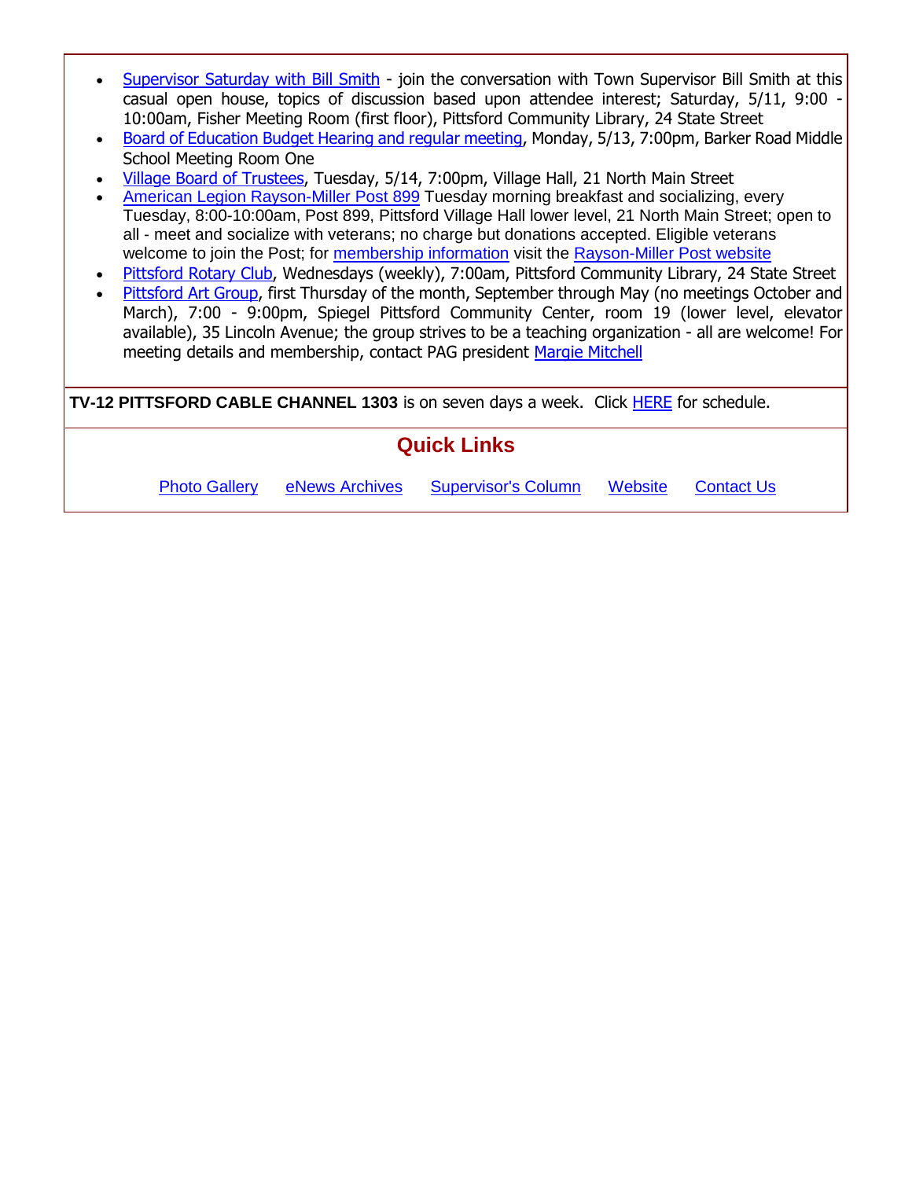- Supervisor Saturday with Bill Smith - join the conversation with Town Supervisor Bill Smith at this casual open house, topics of discussion based upon attendee interest; Saturday, 5/11, 9:00 - 10:00am, Fisher Meeting Room (first floor), Pittsford Community Library, 24 State Street
- Board of Education Budget Hearing and regular meeting, Monday, 5/13, 7:00pm, Barker Road Middle School Meeting Room One
- Village Board of Trustees, Tuesday, 5/14, 7:00pm, Village Hall, 21 North Main Street
- American Legion Rayson-Miller Post 899 Tuesday morning breakfast and socializing, every Tuesday, 8:00-10:00am, Post 899, Pittsford Village Hall lower level, 21 North Main Street; open to all - meet and socialize with veterans; no charge but donations accepted. Eligible veterans welcome to join the Post; for membership information visit the Rayson-Miller Post website
- Pittsford Rotary Club, Wednesdays (weekly), 7:00am, Pittsford Community Library, 24 State Street
- Pittsford Art Group, first Thursday of the month, September through May (no meetings October and March), 7:00 - 9:00pm, Spiegel Pittsford Community Center, room 19 (lower level, elevator available), 35 Lincoln Avenue; the group strives to be a teaching organization - all are welcome! For meeting details and membership, contact PAG president Margie Mitchell

**TV-12 PITTSFORD CABLE CHANNEL 1303** is on seven days a week. Click HERE for schedule.

## Quick Links

Photo Gallery     eNews Archives     Supervisor's Column     Website     Contact Us